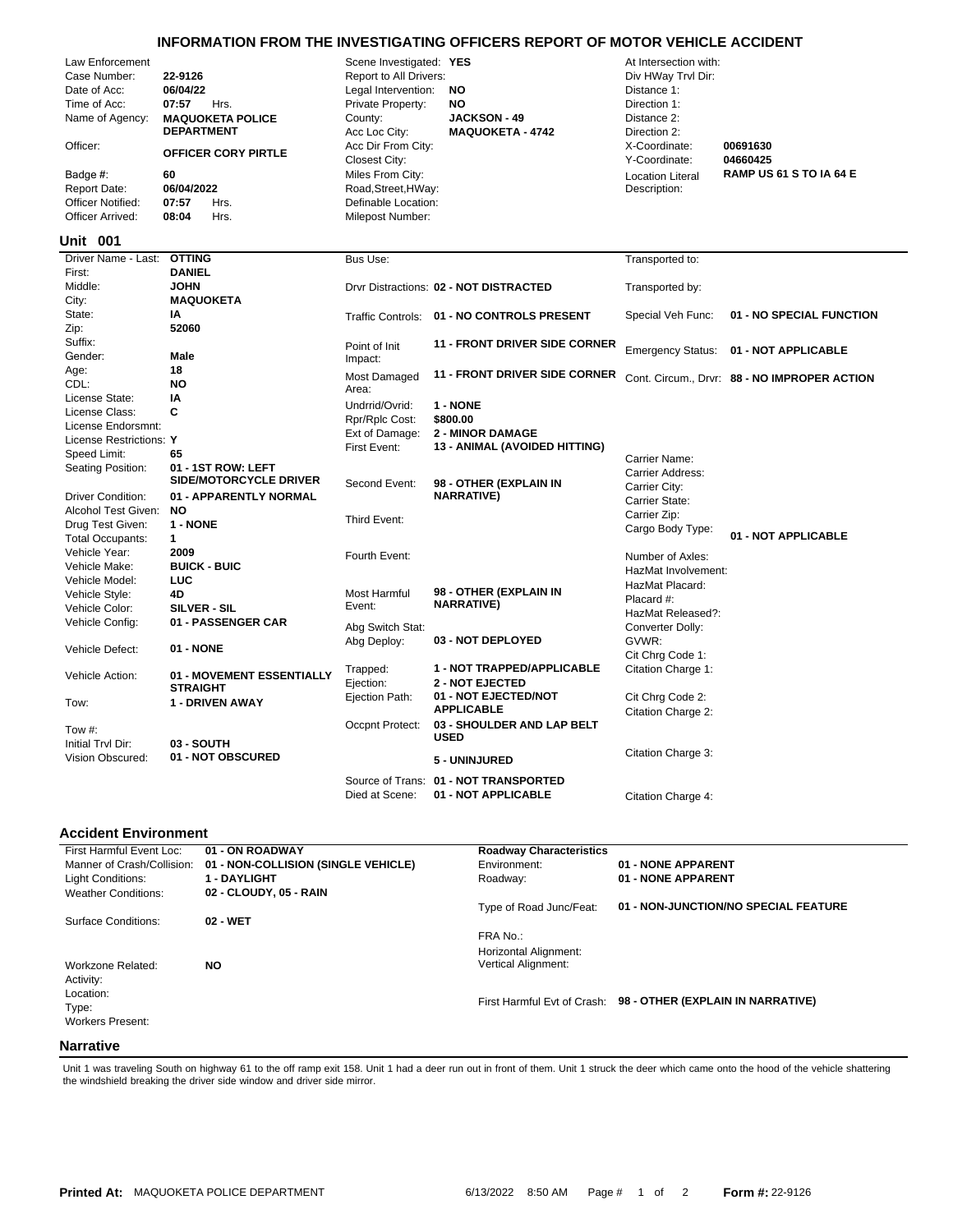# INFORMATION FROM THE INVESTIGATING OFFICERS REPORT OF MOTOR VEHICLE ACCIDENT

| | | | | | |
|---|---|---|---|---|---|
| Law Enforcement Case Number: | 22-9126 | Scene Investigated: | YES | At Intersection with: | |
| Date of Acc: | 06/04/22 | Report to All Drivers: | | Div HWay Trvl Dir: | |
| Time of Acc: | 07:57 Hrs. | Legal Intervention: | NO | Distance 1: | |
| Name of Agency: | MAQUOKETA POLICE DEPARTMENT | Private Property: | NO | Direction 1: | |
| | | County: | JACKSON - 49 | Distance 2: | |
| | | Acc Loc City: | MAQUOKETA - 4742 | Direction 2: | |
| Officer: | OFFICER CORY PIRTLE | Acc Dir From City: | | X-Coordinate: | 00691630 |
| | | Closest City: | | Y-Coordinate: | 04660425 |
| Badge #: | 60 | Miles From City: | | Location Literal Description: | RAMP US 61 S TO IA 64 E |
| Report Date: | 06/04/2022 | Road,Street,HWay: | | | |
| Officer Notified: | 07:57 Hrs. | Definable Location: | | | |
| Officer Arrived: | 08:04 Hrs. | Milepost Number: | | | |

## Unit 001

| | | | | | |
|---|---|---|---|---|---|
| Driver Name - Last: | OTTING | Bus Use: | | Transported to: | |
| First: | DANIEL | | | | |
| Middle: | JOHN | Drvr Distractions: | 02 - NOT DISTRACTED | Transported by: | |
| City: | MAQUOKETA | | | | |
| State: | IA | Traffic Controls: | 01 - NO CONTROLS PRESENT | Special Veh Func: | 01 - NO SPECIAL FUNCTION |
| Zip: | 52060 | | | | |
| Suffix: | | Point of Init Impact: | 11 - FRONT DRIVER SIDE CORNER | Emergency Status: | 01 - NOT APPLICABLE |
| Gender: | Male | | | | |
| Age: | 18 | Most Damaged Area: | 11 - FRONT DRIVER SIDE CORNER | Cont. Circum., Drvr: | 88 - NO IMPROPER ACTION |
| CDL: | NO | | | | |
| License State: | IA | Undrrid/Ovrid: | 1 - NONE | | |
| License Class: | C | Rpr/Rplc Cost: | $800.00 | | |
| License Endorsmnt: | | Ext of Damage: | 2 - MINOR DAMAGE | | |
| License Restrictions: | Y | First Event: | 13 - ANIMAL (AVOIDED HITTING) | | |
| Speed Limit: | 65 | | | Carrier Name: | |
| Seating Position: | 01 - 1ST ROW: LEFT SIDE/MOTORCYCLE DRIVER | Second Event: | 98 - OTHER (EXPLAIN IN NARRATIVE) | Carrier Address: | |
| | | | | Carrier City: | |
| Driver Condition: | 01 - APPARENTLY NORMAL | | | Carrier State: | |
| Alcohol Test Given: | NO | Third Event: | | Carrier Zip: | |
| Drug Test Given: | 1 - NONE | | | Cargo Body Type: | 01 - NOT APPLICABLE |
| Total Occupants: | 1 | | | | |
| Vehicle Year: | 2009 | Fourth Event: | | Number of Axles: | |
| Vehicle Make: | BUICK - BUIC | | | HazMat Involvement: | |
| Vehicle Model: | LUC | | | HazMat Placard: | |
| Vehicle Style: | 4D | Most Harmful Event: | 98 - OTHER (EXPLAIN IN NARRATIVE) | Placard #: | |
| Vehicle Color: | SILVER - SIL | | | HazMat Released?: | |
| Vehicle Config: | 01 - PASSENGER CAR | Abg Switch Stat: | | Converter Dolly: | |
| Vehicle Defect: | 01 - NONE | Abg Deploy: | 03 - NOT DEPLOYED | GVWR: | |
| | | | | Cit Chrg Code 1: | |
| Vehicle Action: | 01 - MOVEMENT ESSENTIALLY STRAIGHT | Trapped: | 1 - NOT TRAPPED/APPLICABLE | Citation Charge 1: | |
| | | Ejection: | 2 - NOT EJECTED | | |
| Tow: | 1 - DRIVEN AWAY | Ejection Path: | 01 - NOT EJECTED/NOT APPLICABLE | Cit Chrg Code 2: | |
| | | | | Citation Charge 2: | |
| Tow #: | | Occpnt Protect: | 03 - SHOULDER AND LAP BELT USED | | |
| Initial Trvl Dir: | 03 - SOUTH | | | | |
| Vision Obscured: | 01 - NOT OBSCURED | | 5 - UNINJURED | Citation Charge 3: | |
| | | Source of Trans: | 01 - NOT TRANSPORTED | | |
| | | Died at Scene: | 01 - NOT APPLICABLE | Citation Charge 4: | |

## Accident Environment

| | | | |
|---|---|---|---|
| First Harmful Event Loc: | 01 - ON ROADWAY | **Roadway Characteristics** | |
| Manner of Crash/Collision: | 01 - NON-COLLISION (SINGLE VEHICLE) | Environment: | 01 - NONE APPARENT |
| Light Conditions: | 1 - DAYLIGHT | Roadway: | 01 - NONE APPARENT |
| Weather Conditions: | 02 - CLOUDY, 05 - RAIN | | |
| | | Type of Road Junc/Feat: | 01 - NON-JUNCTION/NO SPECIAL FEATURE |
| Surface Conditions: | 02 - WET | | |
| | | FRA No.: | |
| | | Horizontal Alignment: | |
| Workzone Related: | NO | Vertical Alignment: | |
| Activity: | | | |
| Location: | | | |
| Type: | | First Harmful Evt of Crash: | 98 - OTHER (EXPLAIN IN NARRATIVE) |
| Workers Present: | | | |

## Narrative

Unit 1 was traveling South on highway 61 to the off ramp exit 158. Unit 1 had a deer run out in front of them. Unit 1 struck the deer which came onto the hood of the vehicle shattering the windshield breaking the driver side window and driver side mirror.

**Printed At:** MAQUOKETA POLICE DEPARTMENT 6/13/2022 8:50 AM **Form #:** 22-9126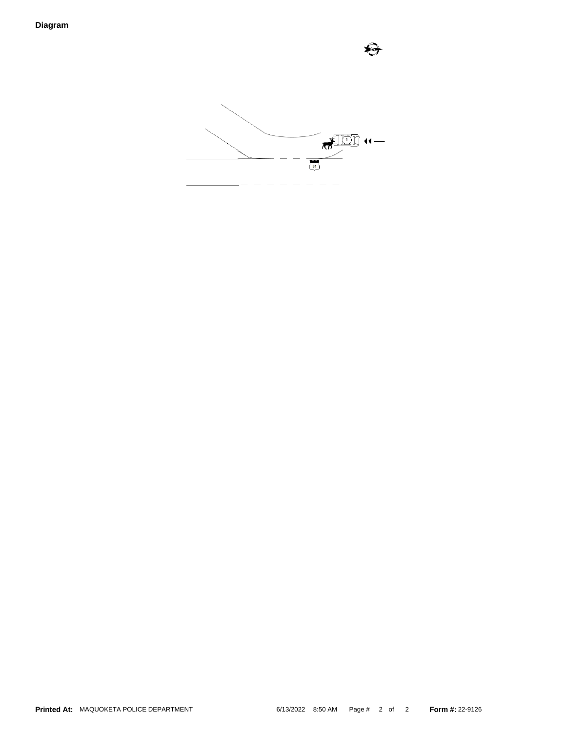**Diagram**

1

61